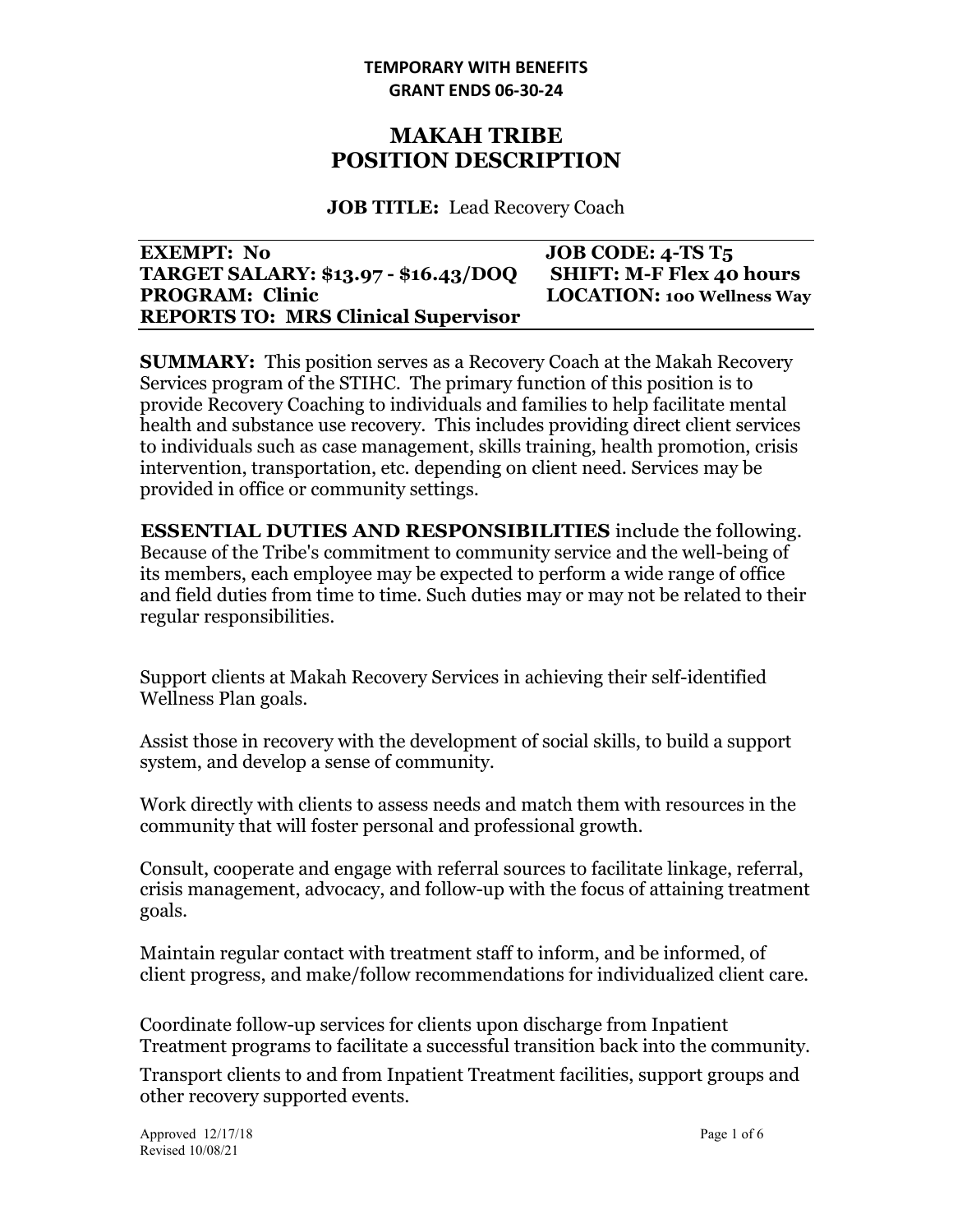**TEMPORARY WITH BENEFITS**
**GRANT ENDS 06-30-24**

# MAKAH TRIBE
# POSITION DESCRIPTION

**JOB TITLE:** Lead Recovery Coach

| | |
|---|---|
| **EXEMPT: No** | **JOB CODE: 4-TS T5** |
| **TARGET SALARY: $13.97 - $16.43/DOQ** | **SHIFT: M-F Flex 40 hours** |
| **PROGRAM: Clinic** | **LOCATION: 100 Wellness Way** |
| **REPORTS TO: MRS Clinical Supervisor** | |

**SUMMARY:** This position serves as a Recovery Coach at the Makah Recovery Services program of the STIHC. The primary function of this position is to provide Recovery Coaching to individuals and families to help facilitate mental health and substance use recovery. This includes providing direct client services to individuals such as case management, skills training, health promotion, crisis intervention, transportation, etc. depending on client need. Services may be provided in office or community settings.

**ESSENTIAL DUTIES AND RESPONSIBILITIES** include the following. Because of the Tribe's commitment to community service and the well-being of its members, each employee may be expected to perform a wide range of office and field duties from time to time. Such duties may or may not be related to their regular responsibilities.

Support clients at Makah Recovery Services in achieving their self-identified Wellness Plan goals.

Assist those in recovery with the development of social skills, to build a support system, and develop a sense of community.

Work directly with clients to assess needs and match them with resources in the community that will foster personal and professional growth.

Consult, cooperate and engage with referral sources to facilitate linkage, referral, crisis management, advocacy, and follow-up with the focus of attaining treatment goals.

Maintain regular contact with treatment staff to inform, and be informed, of client progress, and make/follow recommendations for individualized client care.

Coordinate follow-up services for clients upon discharge from Inpatient Treatment programs to facilitate a successful transition back into the community.

Transport clients to and from Inpatient Treatment facilities, support groups and other recovery supported events.

Approved 12/17/18
Revised 10/08/21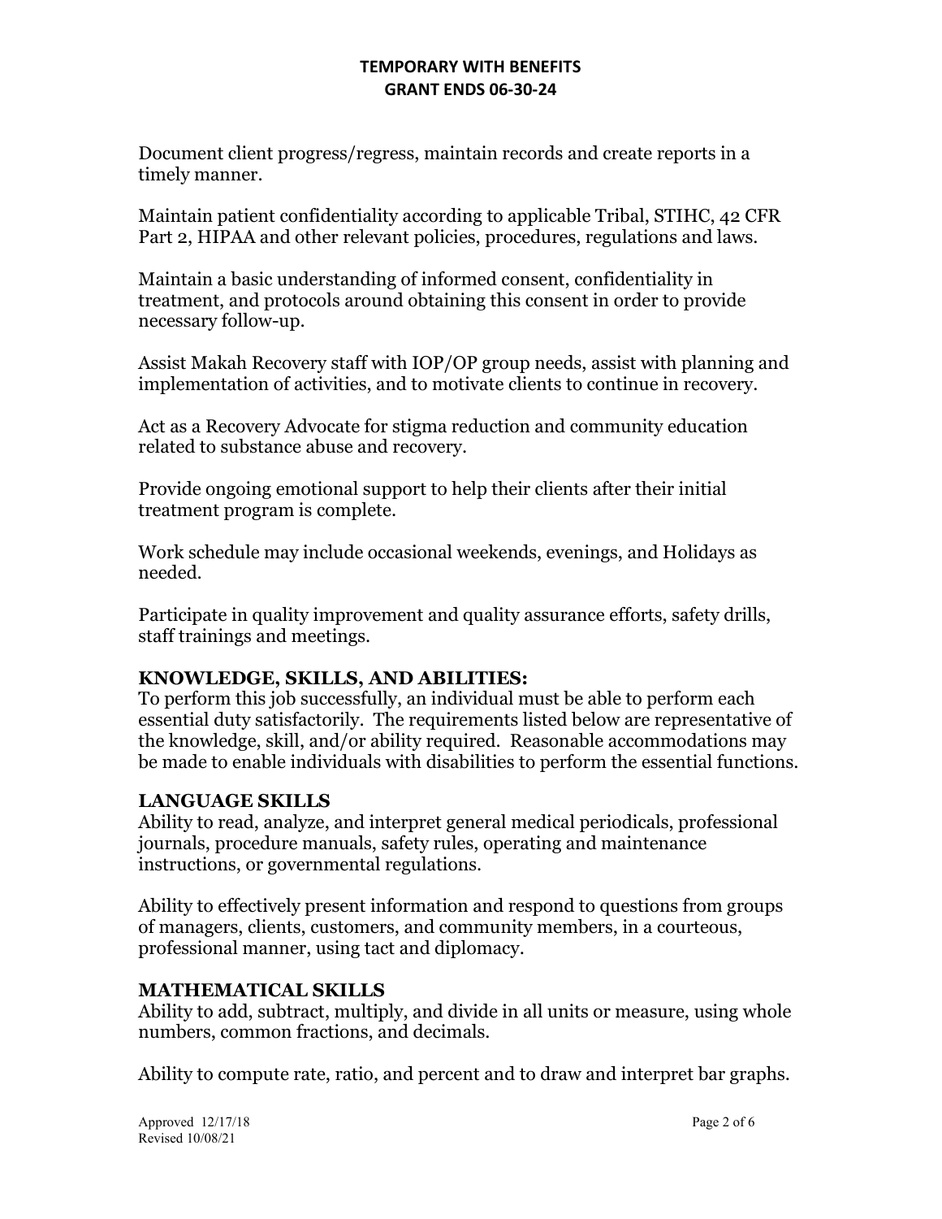Document client progress/regress, maintain records and create reports in a timely manner.

Maintain patient confidentiality according to applicable Tribal, STIHC, 42 CFR Part 2, HIPAA and other relevant policies, procedures, regulations and laws.

Maintain a basic understanding of informed consent, confidentiality in treatment, and protocols around obtaining this consent in order to provide necessary follow-up.

Assist Makah Recovery staff with IOP/OP group needs, assist with planning and implementation of activities, and to motivate clients to continue in recovery.

Act as a Recovery Advocate for stigma reduction and community education related to substance abuse and recovery.

Provide ongoing emotional support to help their clients after their initial treatment program is complete.

Work schedule may include occasional weekends, evenings, and Holidays as needed.

Participate in quality improvement and quality assurance efforts, safety drills, staff trainings and meetings.

## KNOWLEDGE, SKILLS, AND ABILITIES:

To perform this job successfully, an individual must be able to perform each essential duty satisfactorily. The requirements listed below are representative of the knowledge, skill, and/or ability required. Reasonable accommodations may be made to enable individuals with disabilities to perform the essential functions.

## LANGUAGE SKILLS

Ability to read, analyze, and interpret general medical periodicals, professional journals, procedure manuals, safety rules, operating and maintenance instructions, or governmental regulations.

Ability to effectively present information and respond to questions from groups of managers, clients, customers, and community members, in a courteous, professional manner, using tact and diplomacy.

## MATHEMATICAL SKILLS

Ability to add, subtract, multiply, and divide in all units or measure, using whole numbers, common fractions, and decimals.

Ability to compute rate, ratio, and percent and to draw and interpret bar graphs.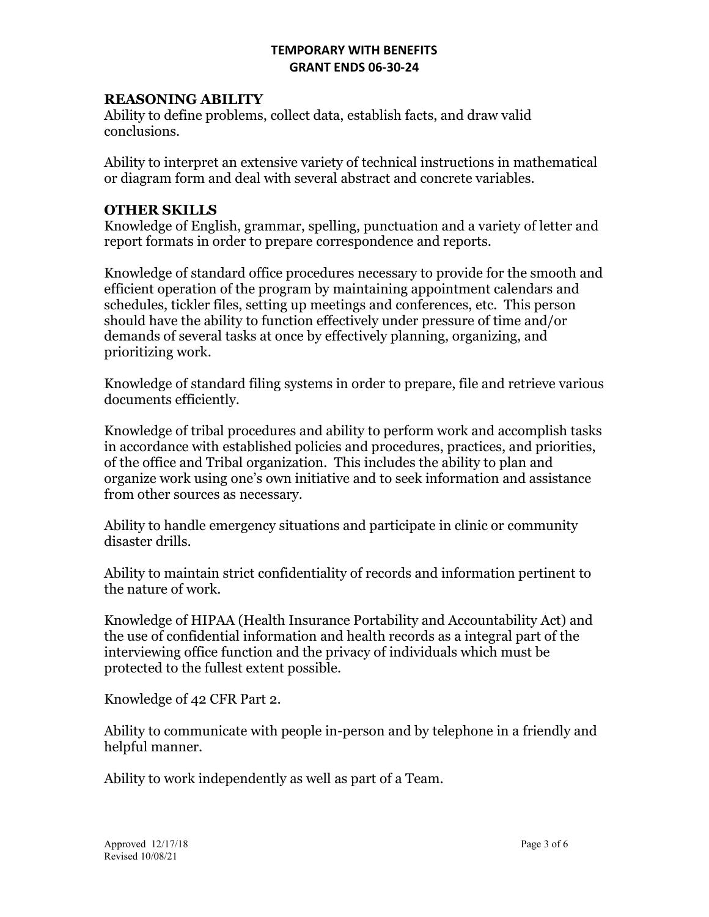**TEMPORARY WITH BENEFITS**
**GRANT ENDS 06-30-24**

## REASONING ABILITY

Ability to define problems, collect data, establish facts, and draw valid conclusions.

Ability to interpret an extensive variety of technical instructions in mathematical or diagram form and deal with several abstract and concrete variables.

## OTHER SKILLS

Knowledge of English, grammar, spelling, punctuation and a variety of letter and report formats in order to prepare correspondence and reports.

Knowledge of standard office procedures necessary to provide for the smooth and efficient operation of the program by maintaining appointment calendars and schedules, tickler files, setting up meetings and conferences, etc. This person should have the ability to function effectively under pressure of time and/or demands of several tasks at once by effectively planning, organizing, and prioritizing work.

Knowledge of standard filing systems in order to prepare, file and retrieve various documents efficiently.

Knowledge of tribal procedures and ability to perform work and accomplish tasks in accordance with established policies and procedures, practices, and priorities, of the office and Tribal organization. This includes the ability to plan and organize work using one's own initiative and to seek information and assistance from other sources as necessary.

Ability to handle emergency situations and participate in clinic or community disaster drills.

Ability to maintain strict confidentiality of records and information pertinent to the nature of work.

Knowledge of HIPAA (Health Insurance Portability and Accountability Act) and the use of confidential information and health records as a integral part of the interviewing office function and the privacy of individuals which must be protected to the fullest extent possible.

Knowledge of 42 CFR Part 2.

Ability to communicate with people in-person and by telephone in a friendly and helpful manner.

Ability to work independently as well as part of a Team.

Approved 12/17/18
Revised 10/08/21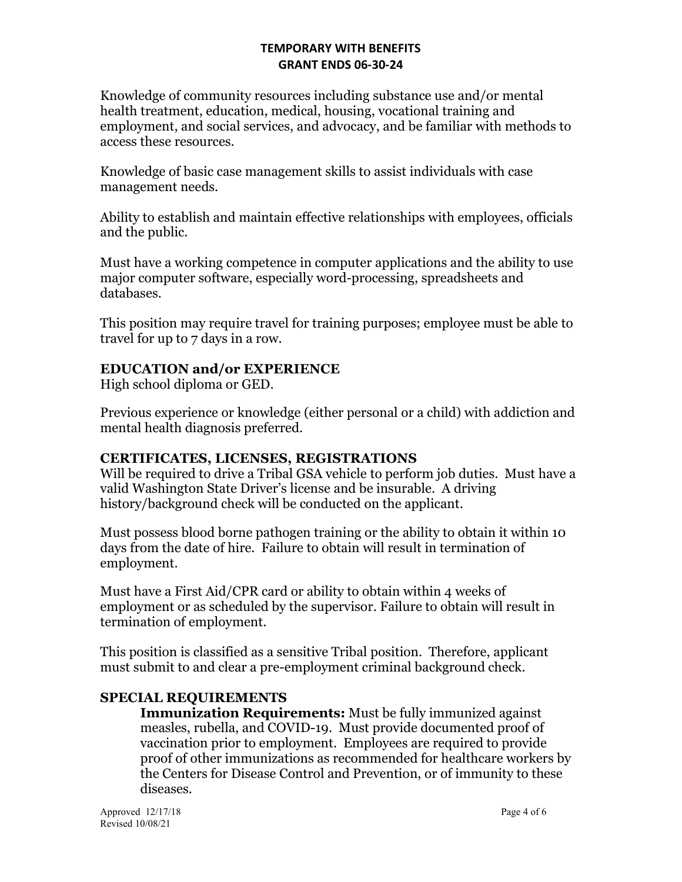Knowledge of community resources including substance use and/or mental health treatment, education, medical, housing, vocational training and employment, and social services, and advocacy, and be familiar with methods to access these resources.

Knowledge of basic case management skills to assist individuals with case management needs.

Ability to establish and maintain effective relationships with employees, officials and the public.

Must have a working competence in computer applications and the ability to use major computer software, especially word-processing, spreadsheets and databases.

This position may require travel for training purposes; employee must be able to travel for up to 7 days in a row.

## EDUCATION and/or EXPERIENCE

High school diploma or GED.

Previous experience or knowledge (either personal or a child) with addiction and mental health diagnosis preferred.

## CERTIFICATES, LICENSES, REGISTRATIONS

Will be required to drive a Tribal GSA vehicle to perform job duties. Must have a valid Washington State Driver's license and be insurable. A driving history/background check will be conducted on the applicant.

Must possess blood borne pathogen training or the ability to obtain it within 10 days from the date of hire. Failure to obtain will result in termination of employment.

Must have a First Aid/CPR card or ability to obtain within 4 weeks of employment or as scheduled by the supervisor. Failure to obtain will result in termination of employment.

This position is classified as a sensitive Tribal position. Therefore, applicant must submit to and clear a pre-employment criminal background check.

## SPECIAL REQUIREMENTS

**Immunization Requirements:** Must be fully immunized against measles, rubella, and COVID-19. Must provide documented proof of vaccination prior to employment. Employees are required to provide proof of other immunizations as recommended for healthcare workers by the Centers for Disease Control and Prevention, or of immunity to these diseases.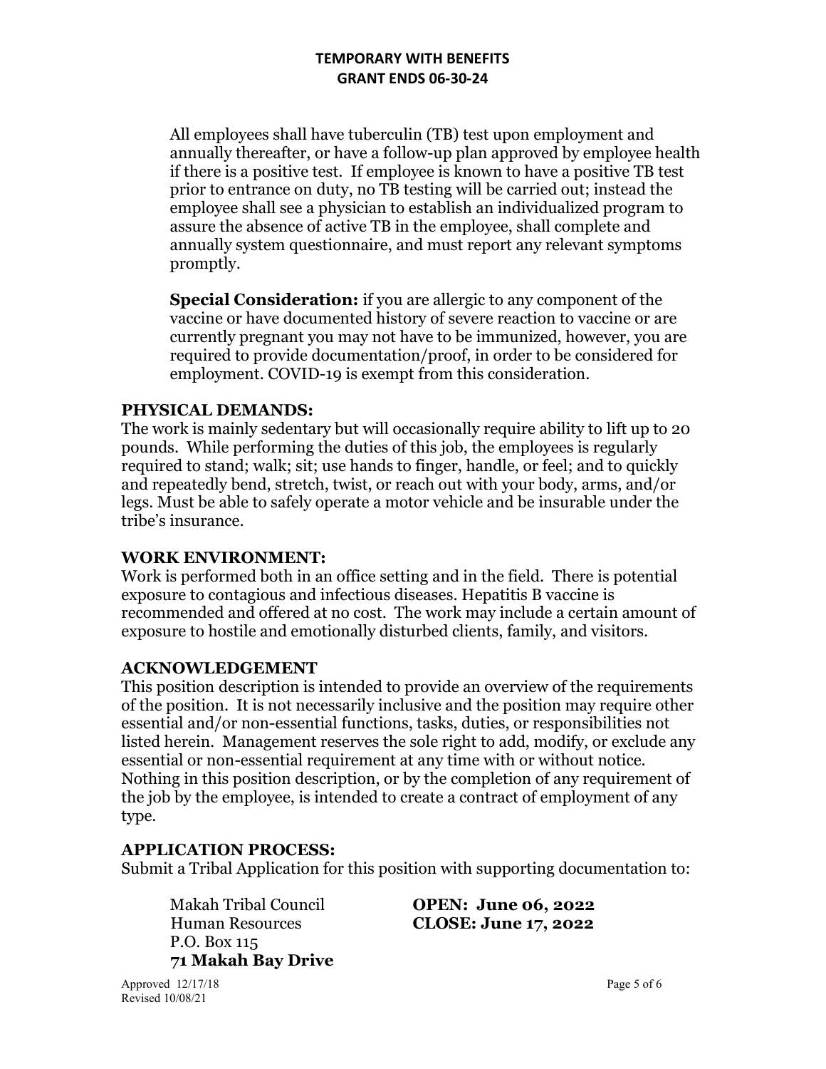All employees shall have tuberculin (TB) test upon employment and annually thereafter, or have a follow-up plan approved by employee health if there is a positive test. If employee is known to have a positive TB test prior to entrance on duty, no TB testing will be carried out; instead the employee shall see a physician to establish an individualized program to assure the absence of active TB in the employee, shall complete and annually system questionnaire, and must report any relevant symptoms promptly.

**Special Consideration:** if you are allergic to any component of the vaccine or have documented history of severe reaction to vaccine or are currently pregnant you may not have to be immunized, however, you are required to provide documentation/proof, in order to be considered for employment. COVID-19 is exempt from this consideration.

## PHYSICAL DEMANDS:

The work is mainly sedentary but will occasionally require ability to lift up to 20 pounds. While performing the duties of this job, the employees is regularly required to stand; walk; sit; use hands to finger, handle, or feel; and to quickly and repeatedly bend, stretch, twist, or reach out with your body, arms, and/or legs. Must be able to safely operate a motor vehicle and be insurable under the tribe's insurance.

## WORK ENVIRONMENT:

Work is performed both in an office setting and in the field. There is potential exposure to contagious and infectious diseases. Hepatitis B vaccine is recommended and offered at no cost. The work may include a certain amount of exposure to hostile and emotionally disturbed clients, family, and visitors.

## ACKNOWLEDGEMENT

This position description is intended to provide an overview of the requirements of the position. It is not necessarily inclusive and the position may require other essential and/or non-essential functions, tasks, duties, or responsibilities not listed herein. Management reserves the sole right to add, modify, or exclude any essential or non-essential requirement at any time with or without notice. Nothing in this position description, or by the completion of any requirement of the job by the employee, is intended to create a contract of employment of any type.

## APPLICATION PROCESS:

Submit a Tribal Application for this position with supporting documentation to:

Makah Tribal Council
Human Resources
P.O. Box 115
**71 Makah Bay Drive**

**OPEN: June 06, 2022**
**CLOSE: June 17, 2022**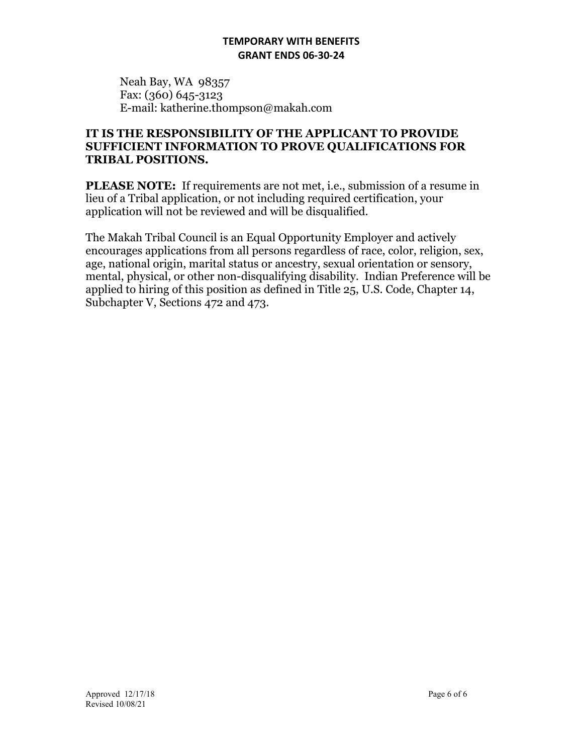**TEMPORARY WITH BENEFITS**
**GRANT ENDS 06-30-24**

Neah Bay, WA 98357
Fax: (360) 645-3123
E-mail: katherine.thompson@makah.com

**IT IS THE RESPONSIBILITY OF THE APPLICANT TO PROVIDE SUFFICIENT INFORMATION TO PROVE QUALIFICATIONS FOR TRIBAL POSITIONS.**

**PLEASE NOTE:** If requirements are not met, i.e., submission of a resume in lieu of a Tribal application, or not including required certification, your application will not be reviewed and will be disqualified.

The Makah Tribal Council is an Equal Opportunity Employer and actively encourages applications from all persons regardless of race, color, religion, sex, age, national origin, marital status or ancestry, sexual orientation or sensory, mental, physical, or other non-disqualifying disability. Indian Preference will be applied to hiring of this position as defined in Title 25, U.S. Code, Chapter 14, Subchapter V, Sections 472 and 473.

Approved 12/17/18
Revised 10/08/21